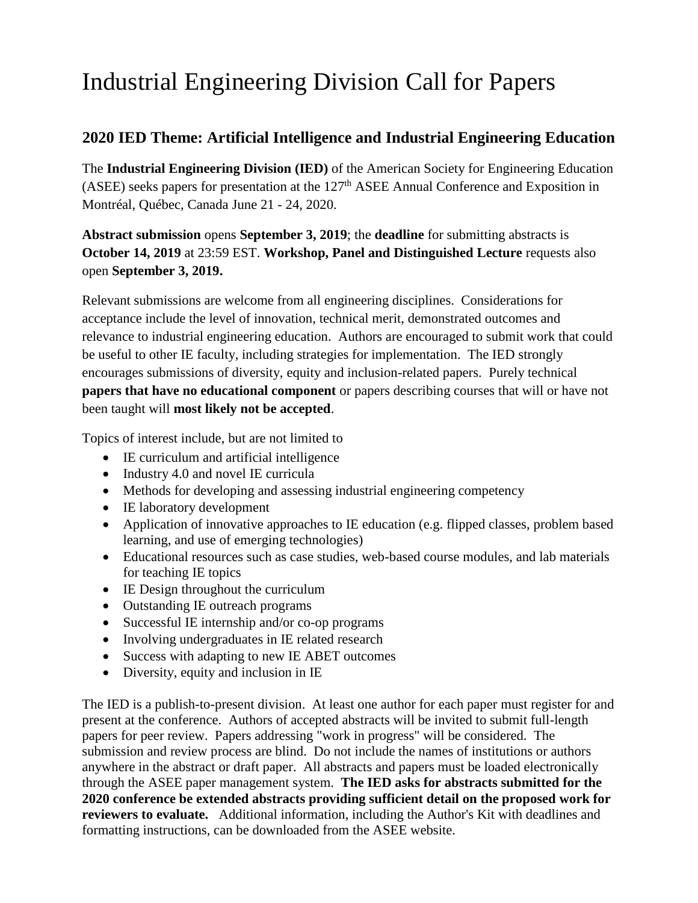# Industrial Engineering Division Call for Papers

## 2020 IED Theme: Artificial Intelligence and Industrial Engineering Education

The **Industrial Engineering Division (IED)** of the American Society for Engineering Education (ASEE) seeks papers for presentation at the 127th ASEE Annual Conference and Exposition in Montréal, Québec, Canada June 21 - 24, 2020.

**Abstract submission** opens **September 3, 2019**; the **deadline** for submitting abstracts is **October 14, 2019** at 23:59 EST. **Workshop, Panel and Distinguished Lecture** requests also open **September 3, 2019.**

Relevant submissions are welcome from all engineering disciplines. Considerations for acceptance include the level of innovation, technical merit, demonstrated outcomes and relevance to industrial engineering education. Authors are encouraged to submit work that could be useful to other IE faculty, including strategies for implementation. The IED strongly encourages submissions of diversity, equity and inclusion-related papers. Purely technical **papers that have no educational component** or papers describing courses that will or have not been taught will **most likely not be accepted**.

Topics of interest include, but are not limited to

- IE curriculum and artificial intelligence
- Industry 4.0 and novel IE curricula
- Methods for developing and assessing industrial engineering competency
- IE laboratory development
- Application of innovative approaches to IE education (e.g. flipped classes, problem based learning, and use of emerging technologies)
- Educational resources such as case studies, web-based course modules, and lab materials for teaching IE topics
- IE Design throughout the curriculum
- Outstanding IE outreach programs
- Successful IE internship and/or co-op programs
- Involving undergraduates in IE related research
- Success with adapting to new IE ABET outcomes
- Diversity, equity and inclusion in IE

The IED is a publish-to-present division. At least one author for each paper must register for and present at the conference. Authors of accepted abstracts will be invited to submit full-length papers for peer review. Papers addressing "work in progress" will be considered. The submission and review process are blind. Do not include the names of institutions or authors anywhere in the abstract or draft paper. All abstracts and papers must be loaded electronically through the ASEE paper management system. **The IED asks for abstracts submitted for the 2020 conference be extended abstracts providing sufficient detail on the proposed work for reviewers to evaluate.** Additional information, including the Author's Kit with deadlines and formatting instructions, can be downloaded from the ASEE website.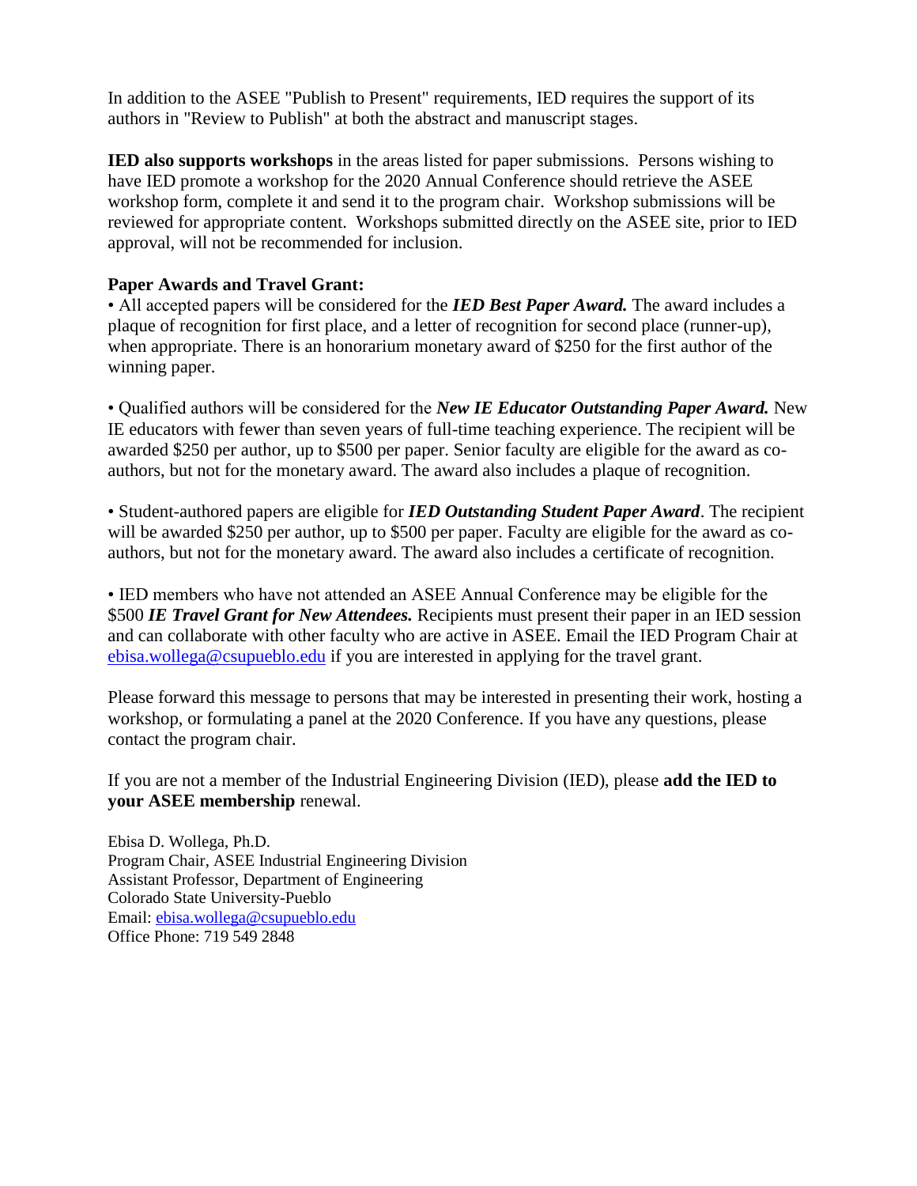In addition to the ASEE "Publish to Present" requirements, IED requires the support of its authors in "Review to Publish" at both the abstract and manuscript stages.

**IED also supports workshops** in the areas listed for paper submissions. Persons wishing to have IED promote a workshop for the 2020 Annual Conference should retrieve the ASEE workshop form, complete it and send it to the program chair. Workshop submissions will be reviewed for appropriate content. Workshops submitted directly on the ASEE site, prior to IED approval, will not be recommended for inclusion.

**Paper Awards and Travel Grant:**

• All accepted papers will be considered for the ***IED Best Paper Award.*** The award includes a plaque of recognition for first place, and a letter of recognition for second place (runner-up), when appropriate. There is an honorarium monetary award of $250 for the first author of the winning paper.

• Qualified authors will be considered for the ***New IE Educator Outstanding Paper Award.*** New IE educators with fewer than seven years of full-time teaching experience. The recipient will be awarded $250 per author, up to $500 per paper. Senior faculty are eligible for the award as co-authors, but not for the monetary award. The award also includes a plaque of recognition.

• Student-authored papers are eligible for ***IED Outstanding Student Paper Award***. The recipient will be awarded $250 per author, up to $500 per paper. Faculty are eligible for the award as co-authors, but not for the monetary award. The award also includes a certificate of recognition.

• IED members who have not attended an ASEE Annual Conference may be eligible for the $500 ***IE Travel Grant for New Attendees.*** Recipients must present their paper in an IED session and can collaborate with other faculty who are active in ASEE. Email the IED Program Chair at ebisa.wollega@csupueblo.edu if you are interested in applying for the travel grant.

Please forward this message to persons that may be interested in presenting their work, hosting a workshop, or formulating a panel at the 2020 Conference. If you have any questions, please contact the program chair.

If you are not a member of the Industrial Engineering Division (IED), please **add the IED to your ASEE membership** renewal.

Ebisa D. Wollega, Ph.D.
Program Chair, ASEE Industrial Engineering Division
Assistant Professor, Department of Engineering
Colorado State University-Pueblo
Email: ebisa.wollega@csupueblo.edu
Office Phone: 719 549 2848